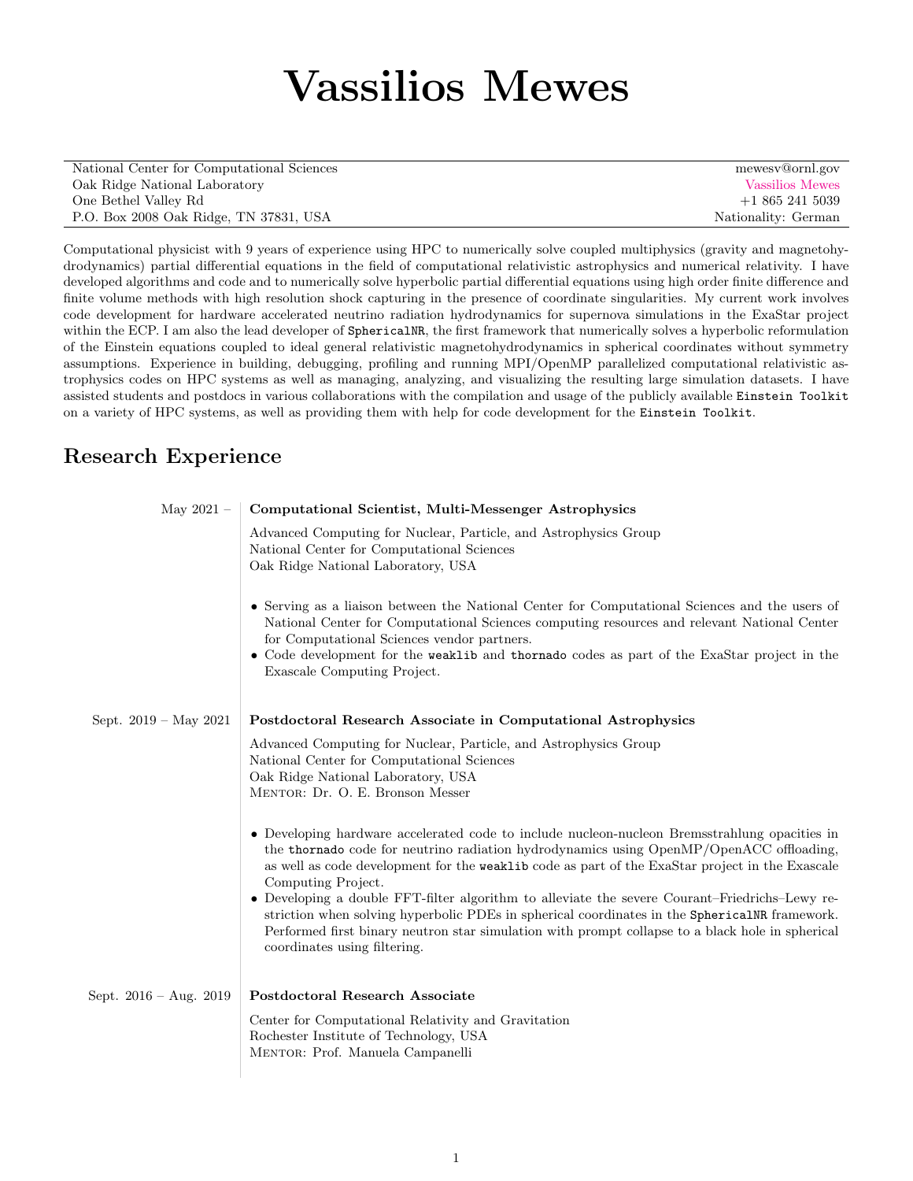# Vassilios Mewes

| | |
|---|---|
| National Center for Computational Sciences | mewesv@ornl.gov |
| Oak Ridge National Laboratory | Vassilios Mewes |
| One Bethel Valley Rd | +1 865 241 5039 |
| P.O. Box 2008 Oak Ridge, TN 37831, USA | Nationality: German |

Computational physicist with 9 years of experience using HPC to numerically solve coupled multiphysics (gravity and magnetohydrodynamics) partial differential equations in the field of computational relativistic astrophysics and numerical relativity. I have developed algorithms and code and to numerically solve hyperbolic partial differential equations using high order finite difference and finite volume methods with high resolution shock capturing in the presence of coordinate singularities. My current work involves code development for hardware accelerated neutrino radiation hydrodynamics for supernova simulations in the ExaStar project within the ECP. I am also the lead developer of `SphericalNR`, the first framework that numerically solves a hyperbolic reformulation of the Einstein equations coupled to ideal general relativistic magnetohydrodynamics in spherical coordinates without symmetry assumptions. Experience in building, debugging, profiling and running MPI/OpenMP parallelized computational relativistic astrophysics codes on HPC systems as well as managing, analyzing, and visualizing the resulting large simulation datasets. I have assisted students and postdocs in various collaborations with the compilation and usage of the publicly available `Einstein Toolkit` on a variety of HPC systems, as well as providing them with help for code development for the `Einstein Toolkit`.

## Research Experience

**May 2021 –** **Computational Scientist, Multi-Messenger Astrophysics**

Advanced Computing for Nuclear, Particle, and Astrophysics Group
National Center for Computational Sciences
Oak Ridge National Laboratory, USA

- Serving as a liaison between the National Center for Computational Sciences and the users of National Center for Computational Sciences computing resources and relevant National Center for Computational Sciences vendor partners.
- Code development for the `weaklib` and `thornado` codes as part of the ExaStar project in the Exascale Computing Project.

**Sept. 2019 – May 2021** **Postdoctoral Research Associate in Computational Astrophysics**

Advanced Computing for Nuclear, Particle, and Astrophysics Group
National Center for Computational Sciences
Oak Ridge National Laboratory, USA
Mentor: Dr. O. E. Bronson Messer

- Developing hardware accelerated code to include nucleon-nucleon Bremsstrahlung opacities in the `thornado` code for neutrino radiation hydrodynamics using OpenMP/OpenACC offloading, as well as code development for the `weaklib` code as part of the ExaStar project in the Exascale Computing Project.
- Developing a double FFT-filter algorithm to alleviate the severe Courant–Friedrichs–Lewy restriction when solving hyperbolic PDEs in spherical coordinates in the `SphericalNR` framework. Performed first binary neutron star simulation with prompt collapse to a black hole in spherical coordinates using filtering.

**Sept. 2016 – Aug. 2019** **Postdoctoral Research Associate**

Center for Computational Relativity and Gravitation
Rochester Institute of Technology, USA
Mentor: Prof. Manuela Campanelli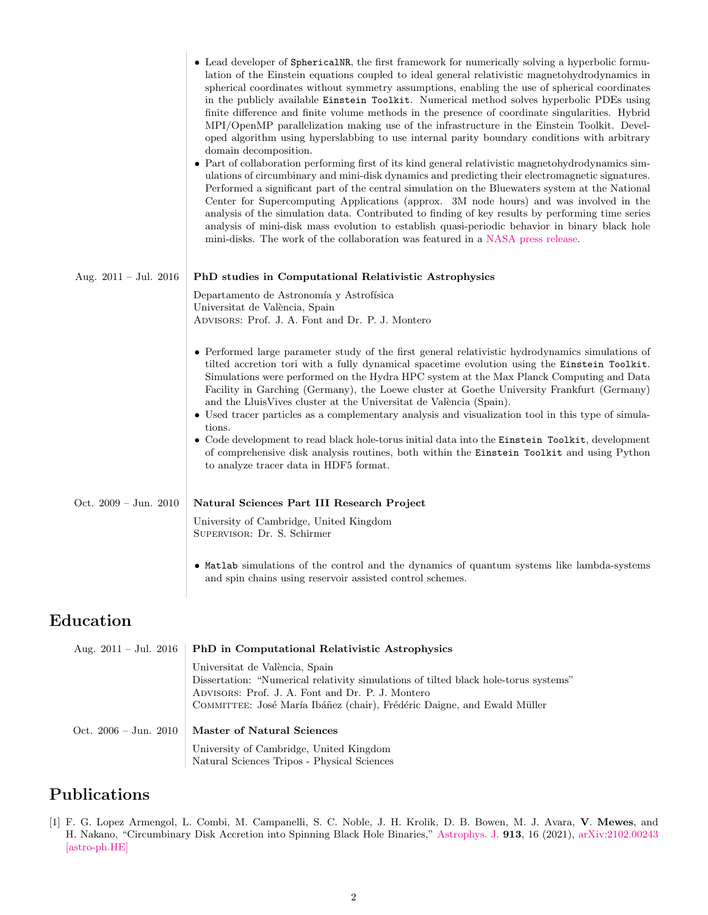- Lead developer of `SphericalNR`, the first framework for numerically solving a hyperbolic formulation of the Einstein equations coupled to ideal general relativistic magnetohydrodynamics in spherical coordinates without symmetry assumptions, enabling the use of spherical coordinates in the publicly available `Einstein Toolkit`. Numerical method solves hyperbolic PDEs using finite difference and finite volume methods in the presence of coordinate singularities. Hybrid MPI/OpenMP parallelization making use of the infrastructure in the Einstein Toolkit. Developed algorithm using hyperslabbing to use internal parity boundary conditions with arbitrary domain decomposition.
- Part of collaboration performing first of its kind general relativistic magnetohydrodynamics simulations of circumbinary and mini-disk dynamics and predicting their electromagnetic signatures. Performed a significant part of the central simulation on the Bluewaters system at the National Center for Supercomputing Applications (approx. 3M node hours) and was involved in the analysis of the simulation data. Contributed to finding of key results by performing time series analysis of mini-disk mass evolution to establish quasi-periodic behavior in binary black hole mini-disks. The work of the collaboration was featured in a NASA press release.

Aug. 2011 – Jul. 2016 **PhD studies in Computational Relativistic Astrophysics**

Departamento de Astronomía y Astrofísica
Universitat de València, Spain
Advisors: Prof. J. A. Font and Dr. P. J. Montero

- Performed large parameter study of the first general relativistic hydrodynamics simulations of tilted accretion tori with a fully dynamical spacetime evolution using the `Einstein Toolkit`. Simulations were performed on the Hydra HPC system at the Max Planck Computing and Data Facility in Garching (Germany), the Loewe cluster at Goethe University Frankfurt (Germany) and the LluisVives cluster at the Universitat de València (Spain).
- Used tracer particles as a complementary analysis and visualization tool in this type of simulations.
- Code development to read black hole-torus initial data into the `Einstein Toolkit`, development of comprehensive disk analysis routines, both within the `Einstein Toolkit` and using Python to analyze tracer data in HDF5 format.

Oct. 2009 – Jun. 2010 **Natural Sciences Part III Research Project**

University of Cambridge, United Kingdom
Supervisor: Dr. S. Schirmer

- `Matlab` simulations of the control and the dynamics of quantum systems like lambda-systems and spin chains using reservoir assisted control schemes.

## Education

Aug. 2011 – Jul. 2016 **PhD in Computational Relativistic Astrophysics**

Universitat de València, Spain
Dissertation: "Numerical relativity simulations of tilted black hole-torus systems"
Advisors: Prof. J. A. Font and Dr. P. J. Montero
Committee: José María Ibáñez (chair), Frédéric Daigne, and Ewald Müller

Oct. 2006 – Jun. 2010 **Master of Natural Sciences**

University of Cambridge, United Kingdom
Natural Sciences Tripos - Physical Sciences

## Publications

[1] F. G. Lopez Armengol, L. Combi, M. Campanelli, S. C. Noble, J. H. Krolik, D. B. Bowen, M. J. Avara, **V. Mewes**, and H. Nakano, "Circumbinary Disk Accretion into Spinning Black Hole Binaries," Astrophys. J. **913**, 16 (2021), arXiv:2102.00243 [astro-ph.HE]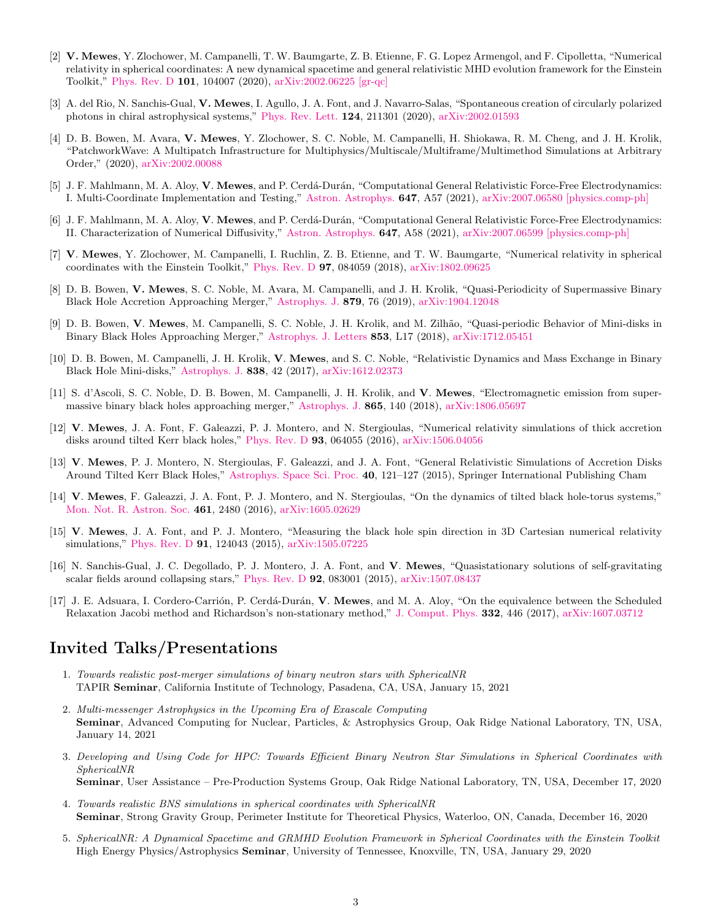[2] **V. Mewes**, Y. Zlochower, M. Campanelli, T. W. Baumgarte, Z. B. Etienne, F. G. Lopez Armengol, and F. Cipolletta, "Numerical relativity in spherical coordinates: A new dynamical spacetime and general relativistic MHD evolution framework for the Einstein Toolkit," Phys. Rev. D **101**, 104007 (2020), arXiv:2002.06225 [gr-qc]

[3] A. del Rio, N. Sanchis-Gual, **V. Mewes**, I. Agullo, J. A. Font, and J. Navarro-Salas, "Spontaneous creation of circularly polarized photons in chiral astrophysical systems," Phys. Rev. Lett. **124**, 211301 (2020), arXiv:2002.01593

[4] D. B. Bowen, M. Avara, **V. Mewes**, Y. Zlochower, S. C. Noble, M. Campanelli, H. Shiokawa, R. M. Cheng, and J. H. Krolik, "PatchworkWave: A Multipatch Infrastructure for Multiphysics/Multiscale/Multiframe/Multimethod Simulations at Arbitrary Order," (2020), arXiv:2002.00088

[5] J. F. Mahlmann, M. A. Aloy, **V. Mewes**, and P. Cerdá-Durán, "Computational General Relativistic Force-Free Electrodynamics: I. Multi-Coordinate Implementation and Testing," Astron. Astrophys. **647**, A57 (2021), arXiv:2007.06580 [physics.comp-ph]

[6] J. F. Mahlmann, M. A. Aloy, **V. Mewes**, and P. Cerdá-Durán, "Computational General Relativistic Force-Free Electrodynamics: II. Characterization of Numerical Diffusivity," Astron. Astrophys. **647**, A58 (2021), arXiv:2007.06599 [physics.comp-ph]

[7] **V. Mewes**, Y. Zlochower, M. Campanelli, I. Ruchlin, Z. B. Etienne, and T. W. Baumgarte, "Numerical relativity in spherical coordinates with the Einstein Toolkit," Phys. Rev. D **97**, 084059 (2018), arXiv:1802.09625

[8] D. B. Bowen, **V. Mewes**, S. C. Noble, M. Avara, M. Campanelli, and J. H. Krolik, "Quasi-Periodicity of Supermassive Binary Black Hole Accretion Approaching Merger," Astrophys. J. **879**, 76 (2019), arXiv:1904.12048

[9] D. B. Bowen, **V. Mewes**, M. Campanelli, S. C. Noble, J. H. Krolik, and M. Zilhão, "Quasi-periodic Behavior of Mini-disks in Binary Black Holes Approaching Merger," Astrophys. J. Letters **853**, L17 (2018), arXiv:1712.05451

[10] D. B. Bowen, M. Campanelli, J. H. Krolik, **V. Mewes**, and S. C. Noble, "Relativistic Dynamics and Mass Exchange in Binary Black Hole Mini-disks," Astrophys. J. **838**, 42 (2017), arXiv:1612.02373

[11] S. d'Ascoli, S. C. Noble, D. B. Bowen, M. Campanelli, J. H. Krolik, and **V. Mewes**, "Electromagnetic emission from supermassive binary black holes approaching merger," Astrophys. J. **865**, 140 (2018), arXiv:1806.05697

[12] **V. Mewes**, J. A. Font, F. Galeazzi, P. J. Montero, and N. Stergioulas, "Numerical relativity simulations of thick accretion disks around tilted Kerr black holes," Phys. Rev. D **93**, 064055 (2016), arXiv:1506.04056

[13] **V. Mewes**, P. J. Montero, N. Stergioulas, F. Galeazzi, and J. A. Font, "General Relativistic Simulations of Accretion Disks Around Tilted Kerr Black Holes," Astrophys. Space Sci. Proc. **40**, 121–127 (2015), Springer International Publishing Cham

[14] **V. Mewes**, F. Galeazzi, J. A. Font, P. J. Montero, and N. Stergioulas, "On the dynamics of tilted black hole-torus systems," Mon. Not. R. Astron. Soc. **461**, 2480 (2016), arXiv:1605.02629

[15] **V. Mewes**, J. A. Font, and P. J. Montero, "Measuring the black hole spin direction in 3D Cartesian numerical relativity simulations," Phys. Rev. D **91**, 124043 (2015), arXiv:1505.07225

[16] N. Sanchis-Gual, J. C. Degollado, P. J. Montero, J. A. Font, and **V. Mewes**, "Quasistationary solutions of self-gravitating scalar fields around collapsing stars," Phys. Rev. D **92**, 083001 (2015), arXiv:1507.08437

[17] J. E. Adsuara, I. Cordero-Carrión, P. Cerdá-Durán, **V. Mewes**, and M. A. Aloy, "On the equivalence between the Scheduled Relaxation Jacobi method and Richardson's non-stationary method," J. Comput. Phys. **332**, 446 (2017), arXiv:1607.03712

# Invited Talks/Presentations

1. *Towards realistic post-merger simulations of binary neutron stars with SphericalNR*
   TAPIR **Seminar**, California Institute of Technology, Pasadena, CA, USA, January 15, 2021

2. *Multi-messenger Astrophysics in the Upcoming Era of Exascale Computing*
   **Seminar**, Advanced Computing for Nuclear, Particles, & Astrophysics Group, Oak Ridge National Laboratory, TN, USA, January 14, 2021

3. *Developing and Using Code for HPC: Towards Efficient Binary Neutron Star Simulations in Spherical Coordinates with SphericalNR*
   **Seminar**, User Assistance – Pre-Production Systems Group, Oak Ridge National Laboratory, TN, USA, December 17, 2020

4. *Towards realistic BNS simulations in spherical coordinates with SphericalNR*
   **Seminar**, Strong Gravity Group, Perimeter Institute for Theoretical Physics, Waterloo, ON, Canada, December 16, 2020

5. *SphericalNR: A Dynamical Spacetime and GRMHD Evolution Framework in Spherical Coordinates with the Einstein Toolkit*
   High Energy Physics/Astrophysics **Seminar**, University of Tennessee, Knoxville, TN, USA, January 29, 2020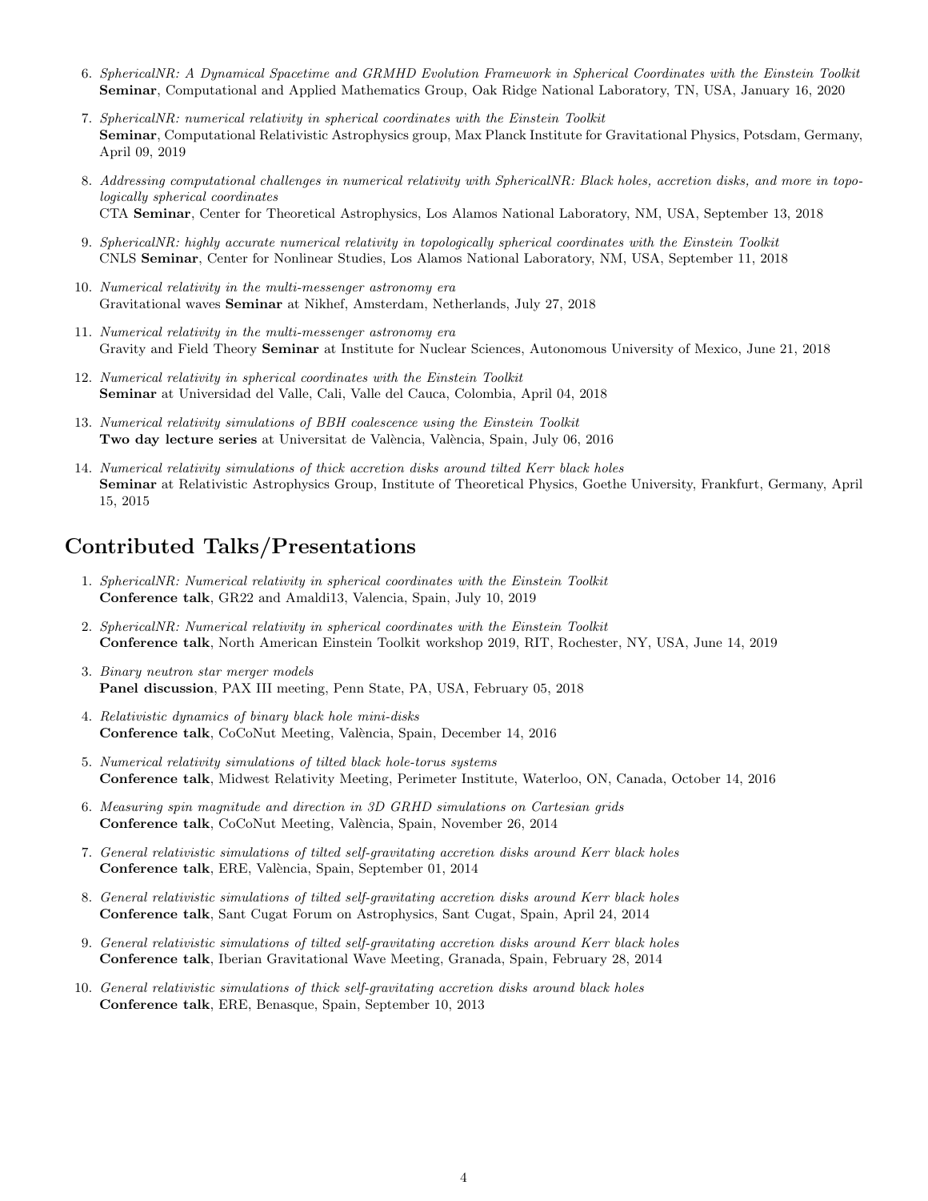6. *SphericalNR: A Dynamical Spacetime and GRMHD Evolution Framework in Spherical Coordinates with the Einstein Toolkit*
   **Seminar**, Computational and Applied Mathematics Group, Oak Ridge National Laboratory, TN, USA, January 16, 2020

7. *SphericalNR: numerical relativity in spherical coordinates with the Einstein Toolkit*
   **Seminar**, Computational Relativistic Astrophysics group, Max Planck Institute for Gravitational Physics, Potsdam, Germany, April 09, 2019

8. *Addressing computational challenges in numerical relativity with SphericalNR: Black holes, accretion disks, and more in topologically spherical coordinates*
   CTA **Seminar**, Center for Theoretical Astrophysics, Los Alamos National Laboratory, NM, USA, September 13, 2018

9. *SphericalNR: highly accurate numerical relativity in topologically spherical coordinates with the Einstein Toolkit*
   CNLS **Seminar**, Center for Nonlinear Studies, Los Alamos National Laboratory, NM, USA, September 11, 2018

10. *Numerical relativity in the multi-messenger astronomy era*
    Gravitational waves **Seminar** at Nikhef, Amsterdam, Netherlands, July 27, 2018

11. *Numerical relativity in the multi-messenger astronomy era*
    Gravity and Field Theory **Seminar** at Institute for Nuclear Sciences, Autonomous University of Mexico, June 21, 2018

12. *Numerical relativity in spherical coordinates with the Einstein Toolkit*
    **Seminar** at Universidad del Valle, Cali, Valle del Cauca, Colombia, April 04, 2018

13. *Numerical relativity simulations of BBH coalescence using the Einstein Toolkit*
    **Two day lecture series** at Universitat de València, València, Spain, July 06, 2016

14. *Numerical relativity simulations of thick accretion disks around tilted Kerr black holes*
    **Seminar** at Relativistic Astrophysics Group, Institute of Theoretical Physics, Goethe University, Frankfurt, Germany, April 15, 2015

# Contributed Talks/Presentations

1. *SphericalNR: Numerical relativity in spherical coordinates with the Einstein Toolkit*
   **Conference talk**, GR22 and Amaldi13, Valencia, Spain, July 10, 2019

2. *SphericalNR: Numerical relativity in spherical coordinates with the Einstein Toolkit*
   **Conference talk**, North American Einstein Toolkit workshop 2019, RIT, Rochester, NY, USA, June 14, 2019

3. *Binary neutron star merger models*
   **Panel discussion**, PAX III meeting, Penn State, PA, USA, February 05, 2018

4. *Relativistic dynamics of binary black hole mini-disks*
   **Conference talk**, CoCoNut Meeting, València, Spain, December 14, 2016

5. *Numerical relativity simulations of tilted black hole-torus systems*
   **Conference talk**, Midwest Relativity Meeting, Perimeter Institute, Waterloo, ON, Canada, October 14, 2016

6. *Measuring spin magnitude and direction in 3D GRHD simulations on Cartesian grids*
   **Conference talk**, CoCoNut Meeting, València, Spain, November 26, 2014

7. *General relativistic simulations of tilted self-gravitating accretion disks around Kerr black holes*
   **Conference talk**, ERE, València, Spain, September 01, 2014

8. *General relativistic simulations of tilted self-gravitating accretion disks around Kerr black holes*
   **Conference talk**, Sant Cugat Forum on Astrophysics, Sant Cugat, Spain, April 24, 2014

9. *General relativistic simulations of tilted self-gravitating accretion disks around Kerr black holes*
   **Conference talk**, Iberian Gravitational Wave Meeting, Granada, Spain, February 28, 2014

10. *General relativistic simulations of thick self-gravitating accretion disks around black holes*
    **Conference talk**, ERE, Benasque, Spain, September 10, 2013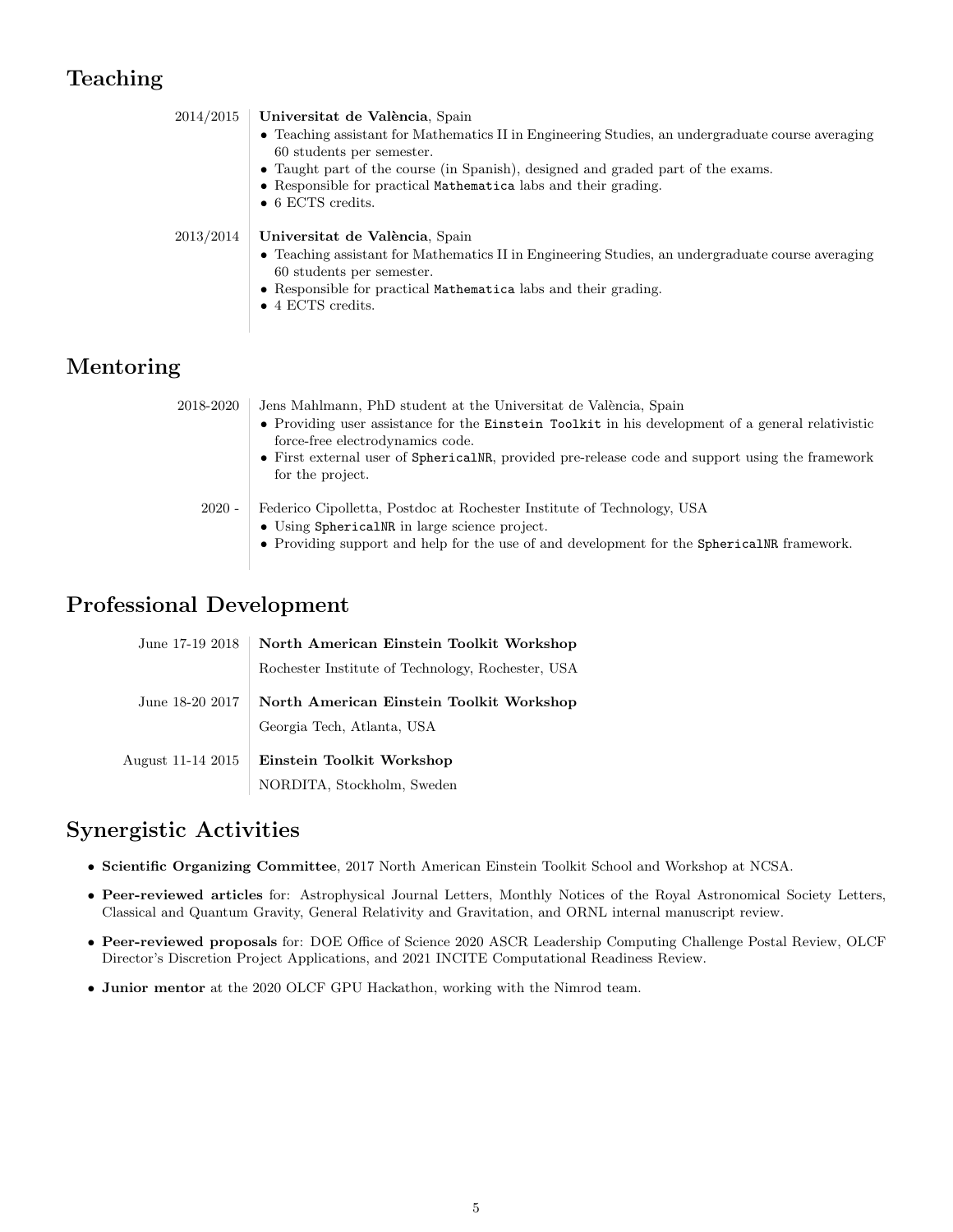## Teaching

**2014/2015** — **Universitat de València**, Spain

- Teaching assistant for Mathematics II in Engineering Studies, an undergraduate course averaging 60 students per semester.
- Taught part of the course (in Spanish), designed and graded part of the exams.
- Responsible for practical `Mathematica` labs and their grading.
- 6 ECTS credits.

**2013/2014** — **Universitat de València**, Spain

- Teaching assistant for Mathematics II in Engineering Studies, an undergraduate course averaging 60 students per semester.
- Responsible for practical `Mathematica` labs and their grading.
- 4 ECTS credits.

## Mentoring

**2018-2020** — Jens Mahlmann, PhD student at the Universitat de València, Spain

- Providing user assistance for the `Einstein Toolkit` in his development of a general relativistic force-free electrodynamics code.
- First external user of `SphericalNR`, provided pre-release code and support using the framework for the project.

**2020 -** — Federico Cipolletta, Postdoc at Rochester Institute of Technology, USA

- Using `SphericalNR` in large science project.
- Providing support and help for the use of and development for the `SphericalNR` framework.

## Professional Development

**June 17-19 2018** — **North American Einstein Toolkit Workshop**
Rochester Institute of Technology, Rochester, USA

**June 18-20 2017** — **North American Einstein Toolkit Workshop**
Georgia Tech, Atlanta, USA

**August 11-14 2015** — **Einstein Toolkit Workshop**
NORDITA, Stockholm, Sweden

## Synergistic Activities

- **Scientific Organizing Committee**, 2017 North American Einstein Toolkit School and Workshop at NCSA.
- **Peer-reviewed articles** for: Astrophysical Journal Letters, Monthly Notices of the Royal Astronomical Society Letters, Classical and Quantum Gravity, General Relativity and Gravitation, and ORNL internal manuscript review.
- **Peer-reviewed proposals** for: DOE Office of Science 2020 ASCR Leadership Computing Challenge Postal Review, OLCF Director's Discretion Project Applications, and 2021 INCITE Computational Readiness Review.
- **Junior mentor** at the 2020 OLCF GPU Hackathon, working with the Nimrod team.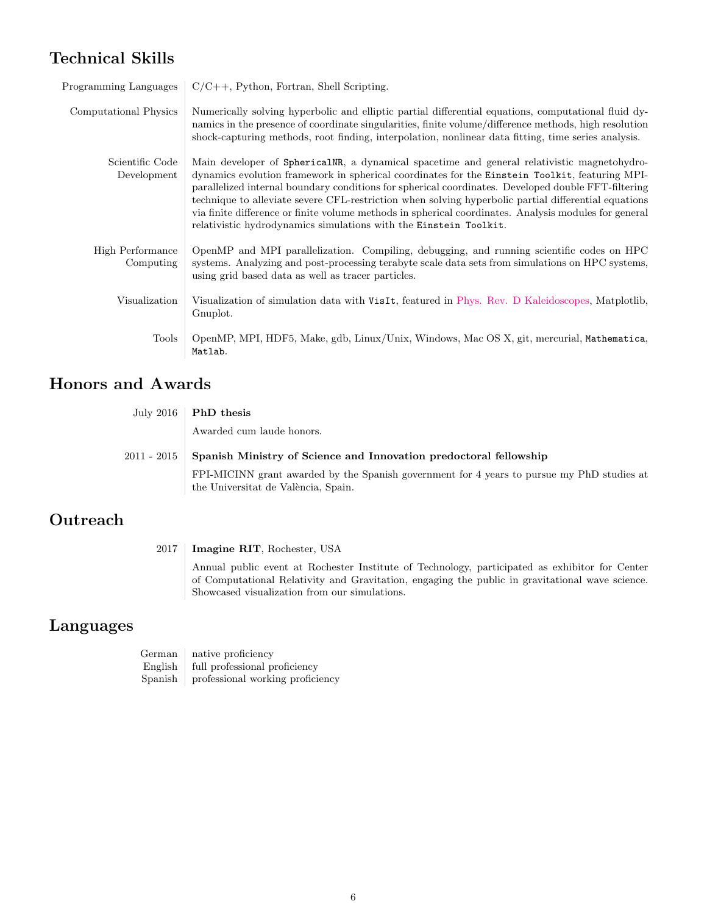## Technical Skills

**Programming Languages** — C/C++, Python, Fortran, Shell Scripting.

**Computational Physics** — Numerically solving hyperbolic and elliptic partial differential equations, computational fluid dynamics in the presence of coordinate singularities, finite volume/difference methods, high resolution shock-capturing methods, root finding, interpolation, nonlinear data fitting, time series analysis.

**Scientific Code Development** — Main developer of `SphericalNR`, a dynamical spacetime and general relativistic magnetohydrodynamics evolution framework in spherical coordinates for the `Einstein Toolkit`, featuring MPI-parallelized internal boundary conditions for spherical coordinates. Developed double FFT-filtering technique to alleviate severe CFL-restriction when solving hyperbolic partial differential equations via finite difference or finite volume methods in spherical coordinates. Analysis modules for general relativistic hydrodynamics simulations with the `Einstein Toolkit`.

**High Performance Computing** — OpenMP and MPI parallelization. Compiling, debugging, and running scientific codes on HPC systems. Analyzing and post-processing terabyte scale data sets from simulations on HPC systems, using grid based data as well as tracer particles.

**Visualization** — Visualization of simulation data with `VisIt`, featured in Phys. Rev. D Kaleidoscopes, Matplotlib, Gnuplot.

**Tools** — OpenMP, MPI, HDF5, Make, gdb, Linux/Unix, Windows, Mac OS X, git, mercurial, `Mathematica`, `Matlab`.

## Honors and Awards

**July 2016** — **PhD thesis**

Awarded cum laude honors.

**2011 - 2015** — **Spanish Ministry of Science and Innovation predoctoral fellowship**

FPI-MICINN grant awarded by the Spanish government for 4 years to pursue my PhD studies at the Universitat de València, Spain.

## Outreach

**2017** — **Imagine RIT**, Rochester, USA

Annual public event at Rochester Institute of Technology, participated as exhibitor for Center of Computational Relativity and Gravitation, engaging the public in gravitational wave science. Showcased visualization from our simulations.

## Languages

| | |
|---|---|
| German | native proficiency |
| English | full professional proficiency |
| Spanish | professional working proficiency |